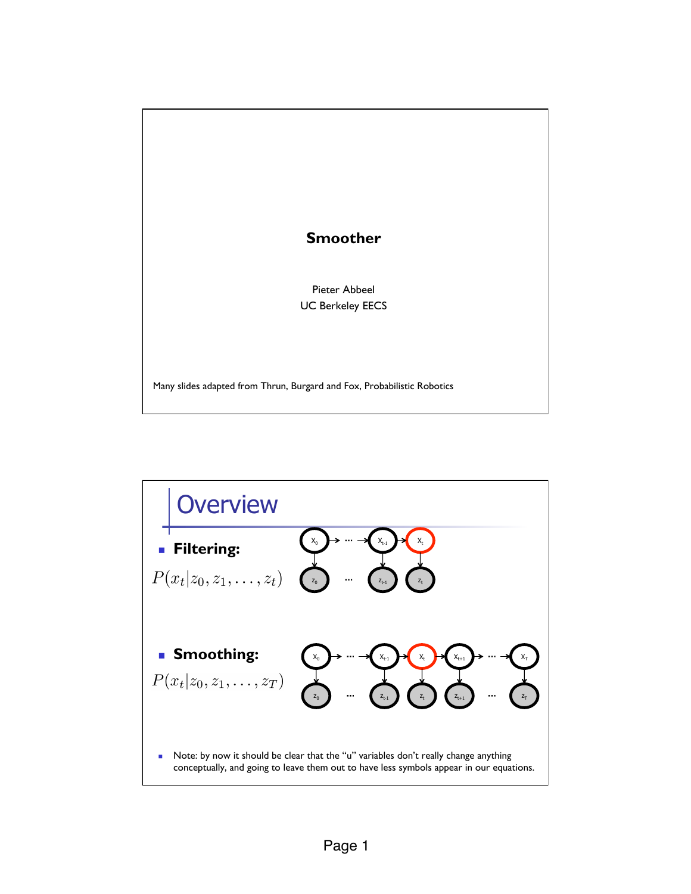# Smoother

Pieter Abbeel
UC Berkeley EECS

Many slides adapted from Thrun, Burgard and Fox, Probabilistic Robotics

## Overview

- **Filtering:**

$$P(x_t | z_0, z_1, \ldots, z_t)$$

- **Smoothing:**

$$P(x_t | z_0, z_1, \ldots, z_T)$$

- Note: by now it should be clear that the "u" variables don't really change anything conceptually, and going to leave them out to have less symbols appear in our equations.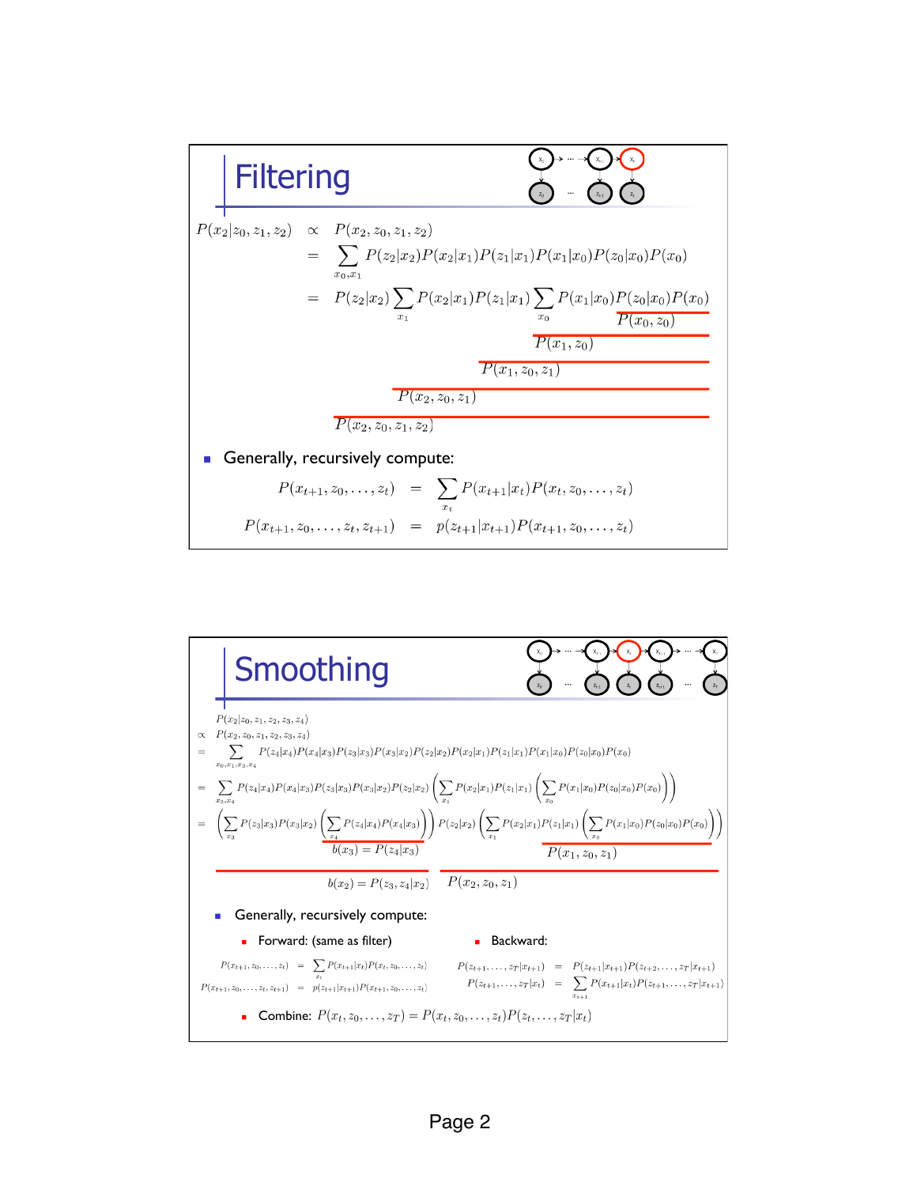## Filtering

$$
\begin{aligned}
P(x_2|z_0, z_1, z_2) &\propto P(x_2, z_0, z_1, z_2) \\
&= \sum_{x_0, x_1} P(z_2|x_2)P(x_2|x_1)P(z_1|x_1)P(x_1|x_0)P(z_0|x_0)P(x_0) \\
&= P(z_2|x_2) \sum_{x_1} P(x_2|x_1)P(z_1|x_1) \sum_{x_0} P(x_1|x_0)P(z_0|x_0)P(x_0)
\end{aligned}
$$

$P(x_0, z_0)$

$P(x_1, z_0)$

$P(x_1, z_0, z_1)$

$P(x_2, z_0, z_1)$

$P(x_2, z_0, z_1, z_2)$

- Generally, recursively compute:

$$
\begin{aligned}
P(x_{t+1}, z_0, \ldots, z_t) &= \sum_{x_t} P(x_{t+1}|x_t)P(x_t, z_0, \ldots, z_t) \\
P(x_{t+1}, z_0, \ldots, z_t, z_{t+1}) &= p(z_{t+1}|x_{t+1})P(x_{t+1}, z_0, \ldots, z_t)
\end{aligned}
$$

## Smoothing

$$
\begin{aligned}
& P(x_2|z_0, z_1, z_2, z_3, z_4) \\
\propto\ & P(x_2, z_0, z_1, z_2, z_3, z_4) \\
=\ & \sum_{x_0, x_1, x_3, x_4} P(z_4|x_4)P(x_4|x_3)P(z_3|x_3)P(x_3|x_2)P(z_2|x_2)P(x_2|x_1)P(z_1|x_1)P(x_1|x_0)P(z_0|x_0)P(x_0) \\
=\ & \sum_{x_3, x_4} P(z_4|x_4)P(x_4|x_3)P(z_3|x_3)P(x_3|x_2)P(z_2|x_2) \left( \sum_{x_1} P(x_2|x_1)P(z_1|x_1) \left( \sum_{x_0} P(x_1|x_0)P(z_0|x_0)P(x_0) \right) \right) \\
=\ & \left( \sum_{x_3} P(z_3|x_3)P(x_3|x_2) \left( \sum_{x_4} P(z_4|x_4)P(x_4|x_3) \right) \right) P(z_2|x_2) \left( \sum_{x_1} P(x_2|x_1)P(z_1|x_1) \left( \sum_{x_0} P(x_1|x_0)P(z_0|x_0)P(x_0) \right) \right)
\end{aligned}
$$

$b(x_3) = P(z_4|x_3)$

$P(x_1, z_0, z_1)$

$b(x_2) = P(z_3, z_4|x_2)$

$P(x_2, z_0, z_1)$

- Generally, recursively compute:
  - Forward: (same as filter)

$$
\begin{aligned}
P(x_{t+1}, z_0, \ldots, z_t) &= \sum_{x_t} P(x_{t+1}|x_t)P(x_t, z_0, \ldots, z_t) \\
P(x_{t+1}, z_0, \ldots, z_t, z_{t+1}) &= p(z_{t+1}|x_{t+1})P(x_{t+1}, z_0, \ldots, z_t)
\end{aligned}
$$

  - Backward:

$$
\begin{aligned}
P(z_{t+1}, \ldots, z_T|x_{t+1}) &= P(z_{t+1}|x_{t+1})P(z_{t+2}, \ldots, z_T|x_{t+1}) \\
P(z_{t+1}, \ldots, z_T|x_t) &= \sum_{x_{t+1}} P(x_{t+1}|x_t)P(z_{t+1}, \ldots, z_T|x_{t+1})
\end{aligned}
$$

  - Combine: $P(x_t, z_0, \ldots, z_T) = P(x_t, z_0, \ldots, z_t)P(z_t, \ldots, z_T|x_t)$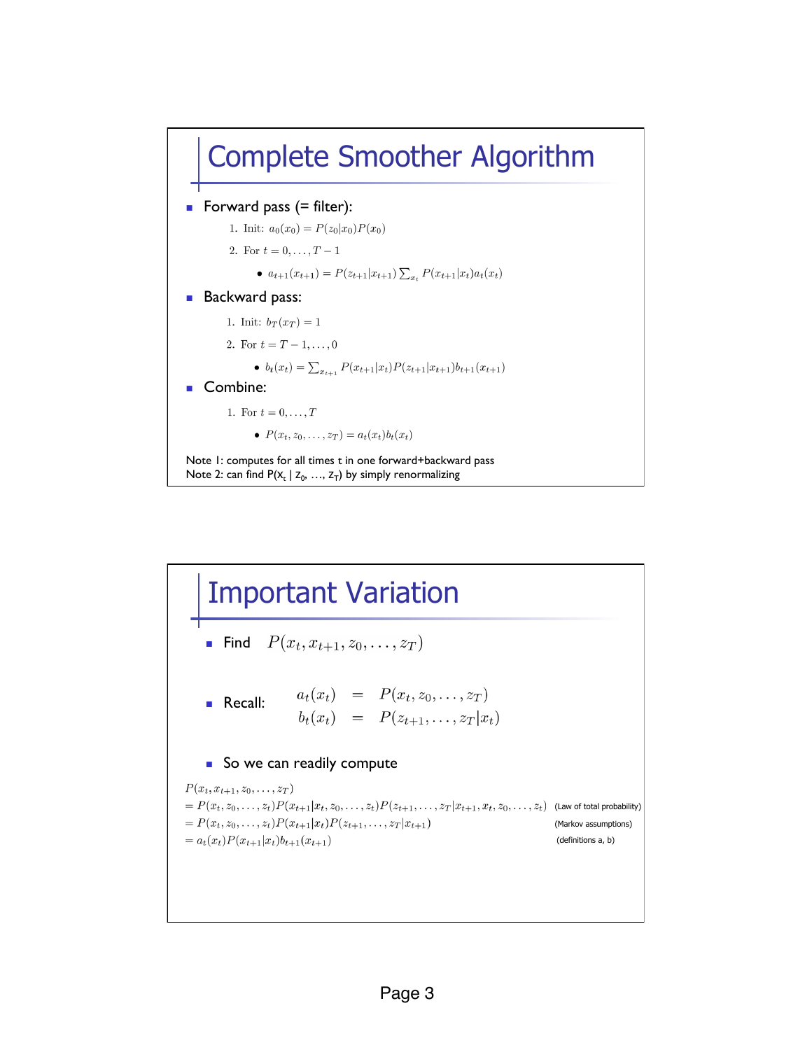# Complete Smoother Algorithm

- Forward pass (= filter):
  1. Init: $a_0(x_0) = P(z_0|x_0)P(x_0)$
  2. For $t = 0, \ldots, T-1$
     - $a_{t+1}(x_{t+1}) = P(z_{t+1}|x_{t+1}) \sum_{x_t} P(x_{t+1}|x_t)a_t(x_t)$
- Backward pass:
  1. Init: $b_T(x_T) = 1$
  2. For $t = T-1, \ldots, 0$
     - $b_t(x_t) = \sum_{x_{t+1}} P(x_{t+1}|x_t)P(z_{t+1}|x_{t+1})b_{t+1}(x_{t+1})$
- Combine:
  1. For $t = 0, \ldots, T$
     - $P(x_t, z_0, \ldots, z_T) = a_t(x_t)b_t(x_t)$

Note 1: computes for all times t in one forward+backward pass
Note 2: can find $P(x_t \mid z_0, \ldots, z_T)$ by simply renormalizing

# Important Variation

- Find $P(x_t, x_{t+1}, z_0, \ldots, z_T)$
- Recall:

$$
\begin{aligned}
a_t(x_t) &= P(x_t, z_0, \ldots, z_T) \\
b_t(x_t) &= P(z_{t+1}, \ldots, z_T|x_t)
\end{aligned}
$$

- So we can readily compute

$$
\begin{aligned}
&P(x_t, x_{t+1}, z_0, \ldots, z_T) \\
&= P(x_t, z_0, \ldots, z_t)P(x_{t+1}|x_t, z_0, \ldots, z_t)P(z_{t+1}, \ldots, z_T|x_{t+1}, x_t, z_0, \ldots, z_t) \quad \text{(Law of total probability)} \\
&= P(x_t, z_0, \ldots, z_t)P(x_{t+1}|x_t)P(z_{t+1}, \ldots, z_T|x_{t+1}) \quad \text{(Markov assumptions)} \\
&= a_t(x_t)P(x_{t+1}|x_t)b_{t+1}(x_{t+1}) \quad \text{(definitions a, b)}
\end{aligned}
$$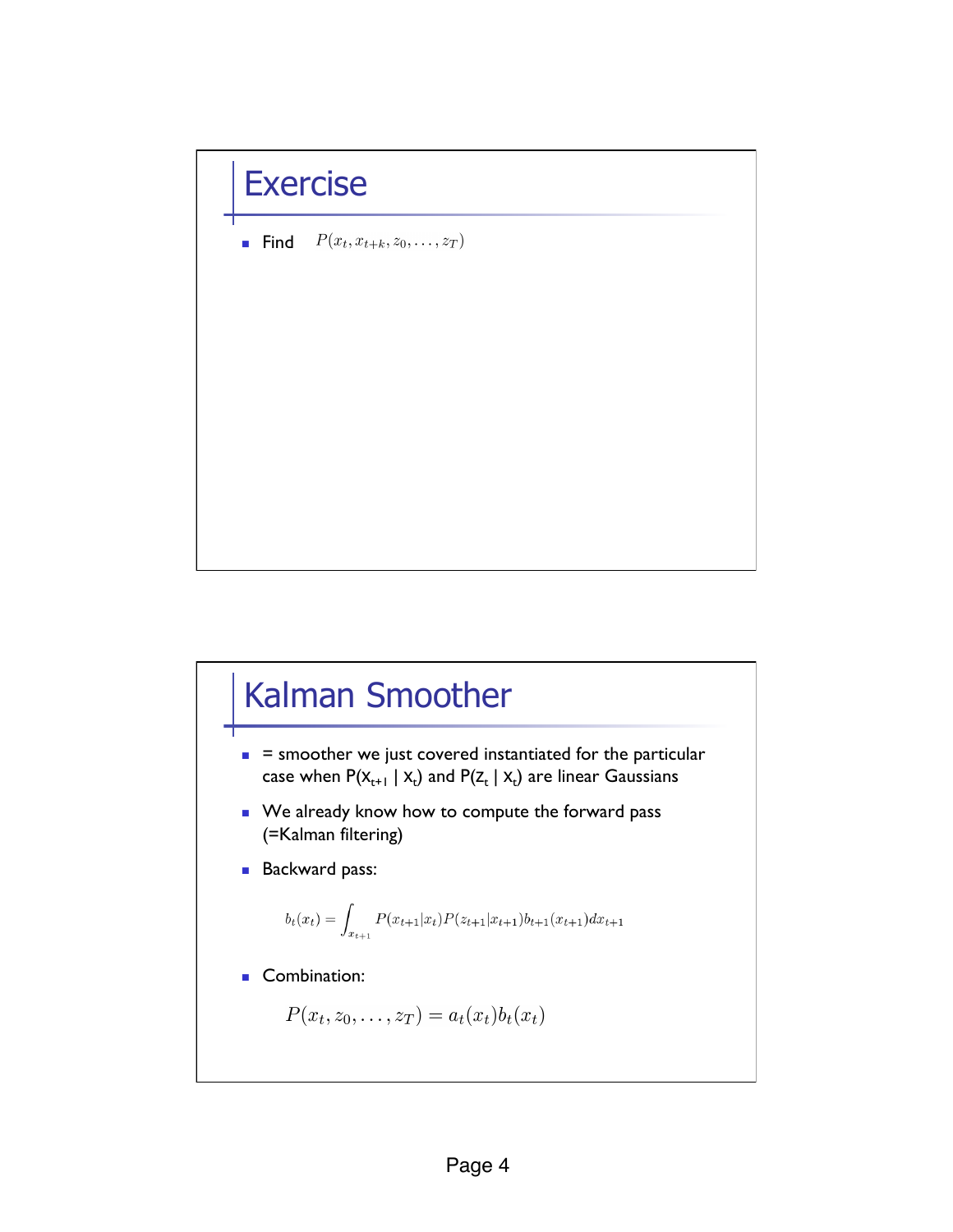## Exercise

- Find $P(x_t, x_{t+k}, z_0, \ldots, z_T)$

## Kalman Smoother

- = smoother we just covered instantiated for the particular case when $P(X_{t+1} \mid X_t)$ and $P(Z_t \mid X_t)$ are linear Gaussians
- We already know how to compute the forward pass (=Kalman filtering)
- Backward pass:

$$b_t(x_t) = \int_{x_{t+1}} P(x_{t+1}|x_t) P(z_{t+1}|x_{t+1}) b_{t+1}(x_{t+1}) dx_{t+1}$$

- Combination:

$$P(x_t, z_0, \ldots, z_T) = a_t(x_t) b_t(x_t)$$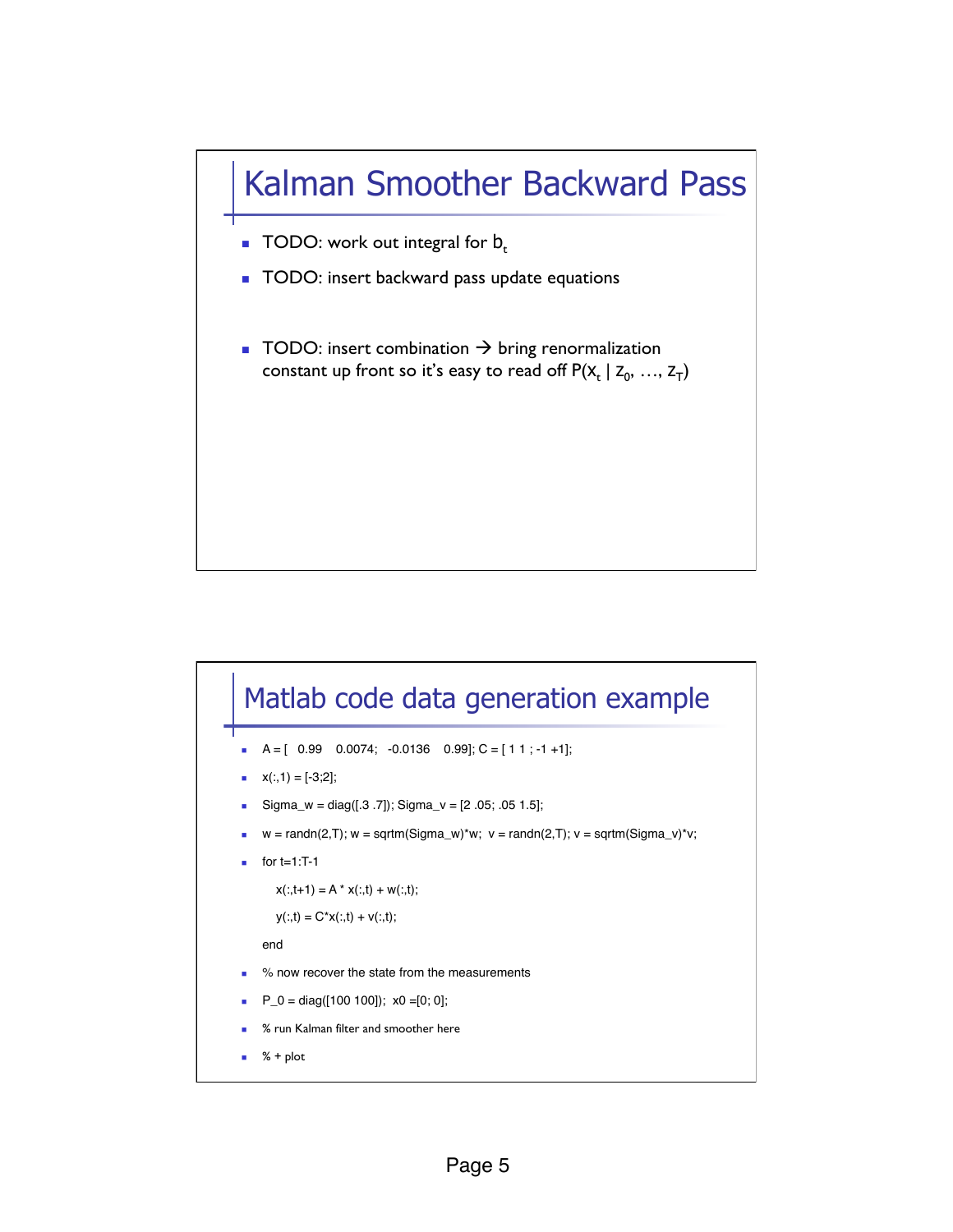# Kalman Smoother Backward Pass

- TODO: work out integral for $b_t$
- TODO: insert backward pass update equations
- TODO: insert combination → bring renormalization constant up front so it's easy to read off $P(x_t \mid z_0, \ldots, z_T)$

# Matlab code data generation example

```
A = [   0.99    0.0074;   -0.0136    0.99]; C = [ 1 1 ; -1 +1];
x(:,1) = [-3;2];
Sigma_w = diag([.3 .7]); Sigma_v = [2 .05; .05 1.5];
w = randn(2,T); w = sqrtm(Sigma_w)*w;  v = randn(2,T); v = sqrtm(Sigma_v)*v;
for t=1:T-1
    x(:,t+1) = A * x(:,t) + w(:,t);
    y(:,t) = C*x(:,t) + v(:,t);
end
% now recover the state from the measurements
P_0 = diag([100 100]);  x0 =[0; 0];
% run Kalman filter and smoother here
% + plot
```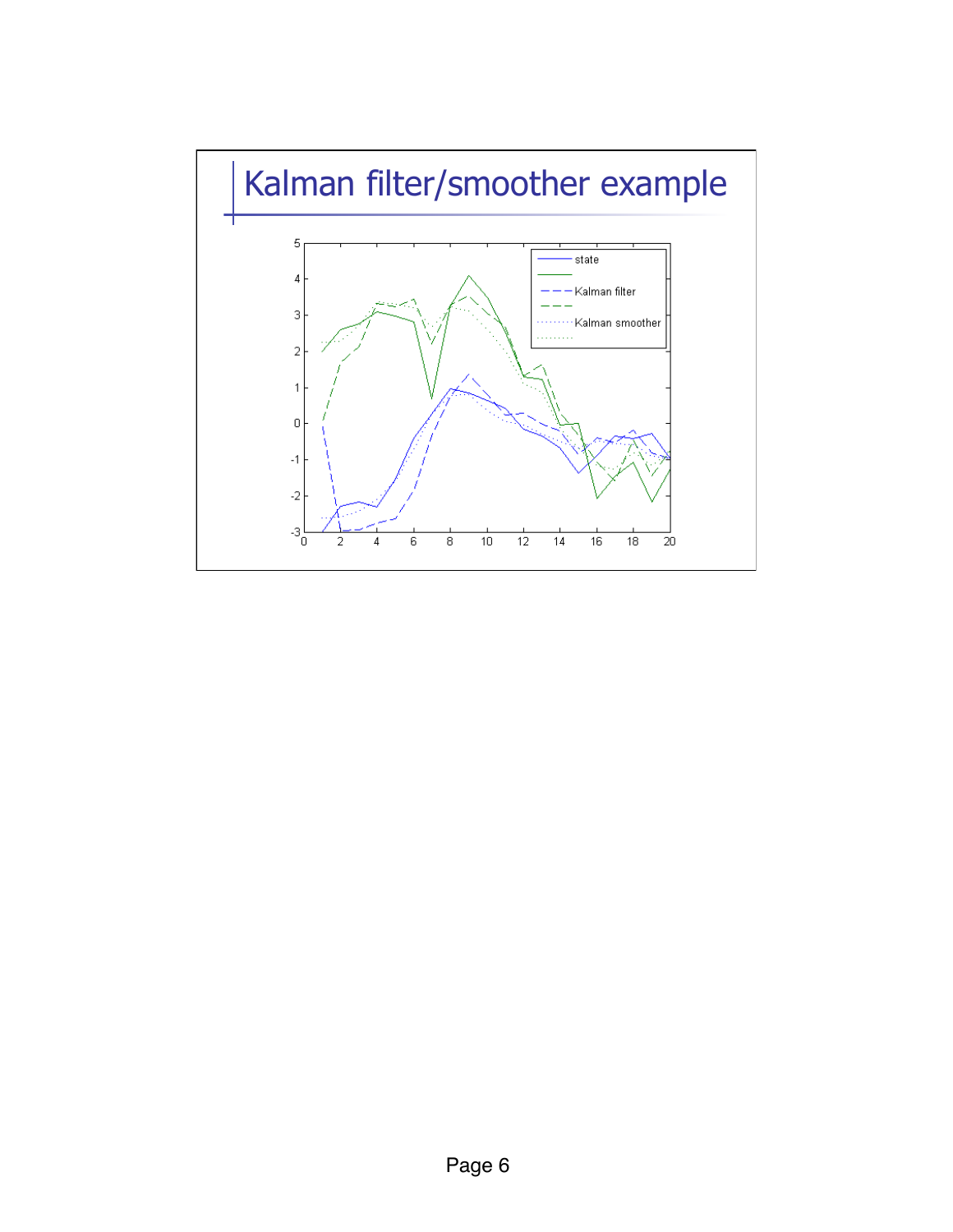# Kalman filter/smoother example

state

Kalman filter

Kalman smoother

5
4
3
2
1
0
-1
-2
-3

0 2 4 6 8 10 12 14 16 18 20